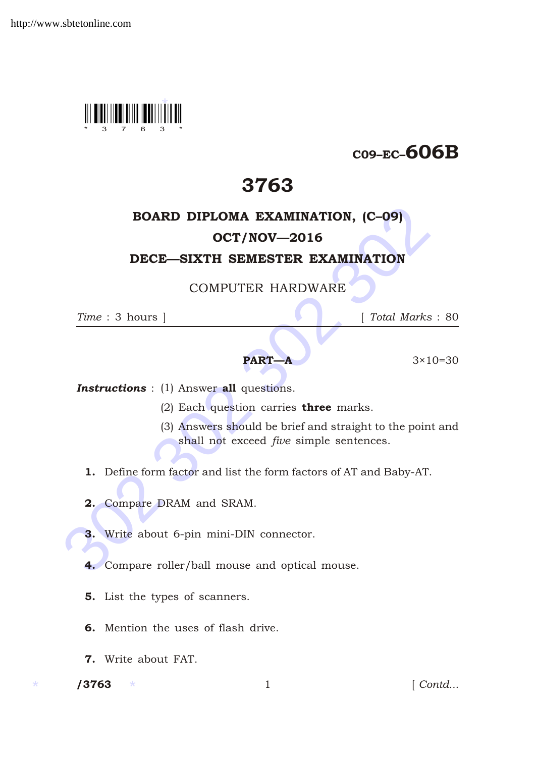C09–EC–606B

# 3763

## BOARD DIPLOMA EXAMINATION, (C–09)

## OCT/NOV—2016

## DECE—SIXTH SEMESTER EXAMINATION

### COMPUTER HARDWARE

*Time* : 3 hours ] [ *Total Marks* : 80

---

**PART—A** 3×10=30

***Instructions*** : (1) Answer **all** questions.

(2) Each question carries **three** marks.

(3) Answers should be brief and straight to the point and shall not exceed *five* simple sentences.

**1.** Define form factor and list the form factors of AT and Baby-AT.

**2.** Compare DRAM and SRAM.

**3.** Write about 6-pin mini-DIN connector.

**4.** Compare roller/ball mouse and optical mouse.

**5.** List the types of scanners.

**6.** Mention the uses of flash drive.

**7.** Write about FAT.

/3763 [ *Contd...*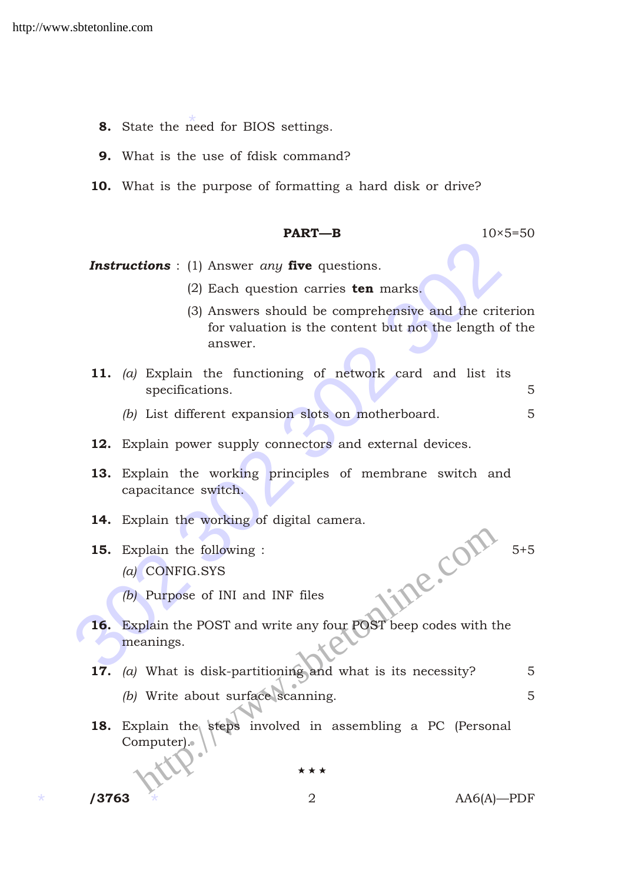8. State the need for BIOS settings.

9. What is the use of fdisk command?

10. What is the purpose of formatting a hard disk or drive?

## PART—B

10×5=50

***Instructions*** : (1) Answer *any* **five** questions.

(2) Each question carries **ten** marks.

(3) Answers should be comprehensive and the criterion for valuation is the content but not the length of the answer.

**11.** *(a)* Explain the functioning of network card and list its specifications. 5

*(b)* List different expansion slots on motherboard. 5

**12.** Explain power supply connectors and external devices.

**13.** Explain the working principles of membrane switch and capacitance switch.

**14.** Explain the working of digital camera.

**15.** Explain the following : 5+5

*(a)* CONFIG.SYS

*(b)* Purpose of INI and INF files

**16.** Explain the POST and write any four POST beep codes with the meanings.

**17.** *(a)* What is disk-partitioning and what is its necessity? 5

*(b)* Write about surface scanning. 5

**18.** Explain the steps involved in assembling a PC (Personal Computer).

★ ★ ★